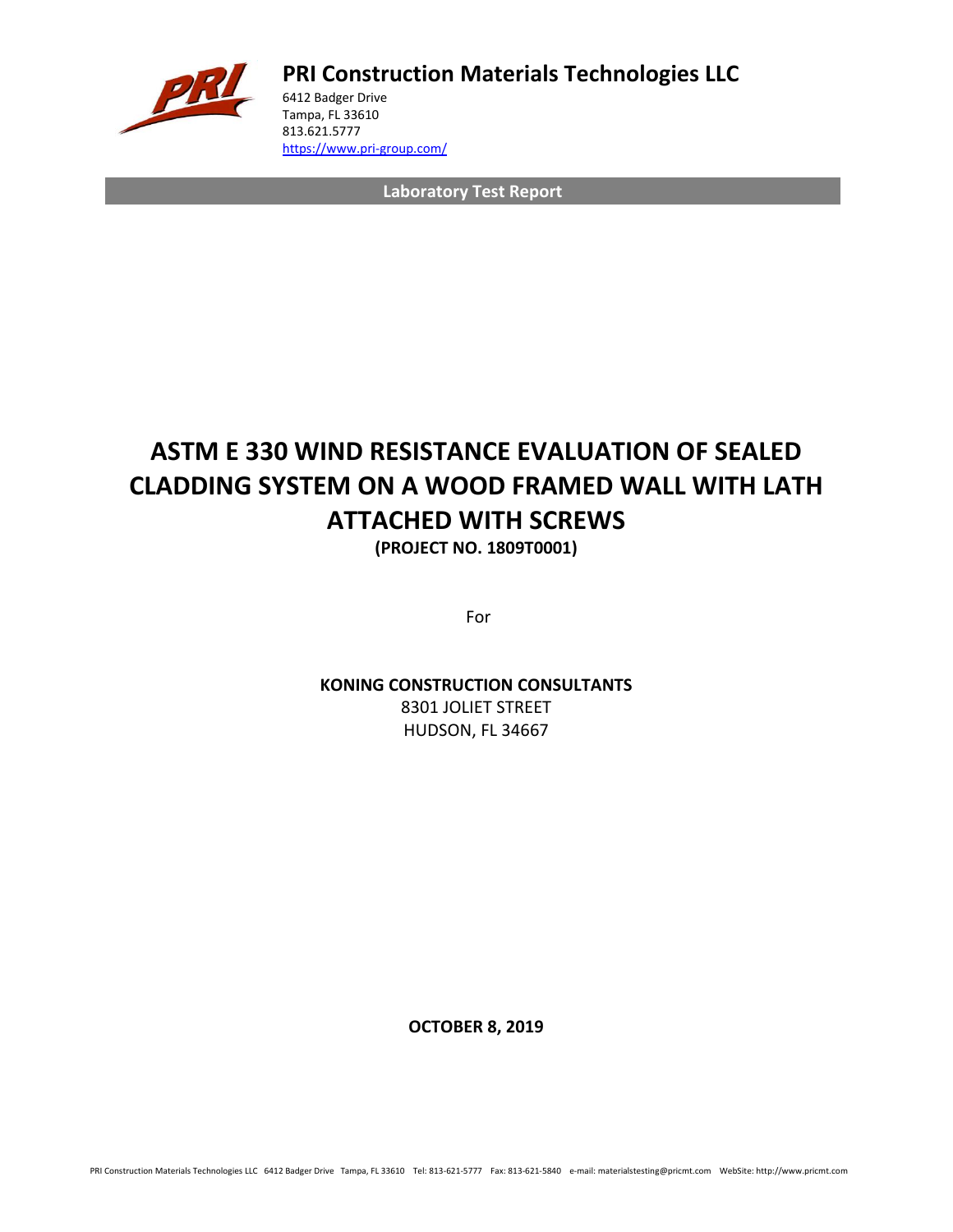**PRI Construction Materials Technologies LLC**

6412 Badger Drive
Tampa, FL 33610
813.621.5777
https://www.pri-group.com/

**Laboratory Test Report**

# ASTM E 330 WIND RESISTANCE EVALUATION OF SEALED CLADDING SYSTEM ON A WOOD FRAMED WALL WITH LATH ATTACHED WITH SCREWS

**(PROJECT NO. 1809T0001)**

For

**KONING CONSTRUCTION CONSULTANTS**
8301 JOLIET STREET
HUDSON, FL 34667

**OCTOBER 8, 2019**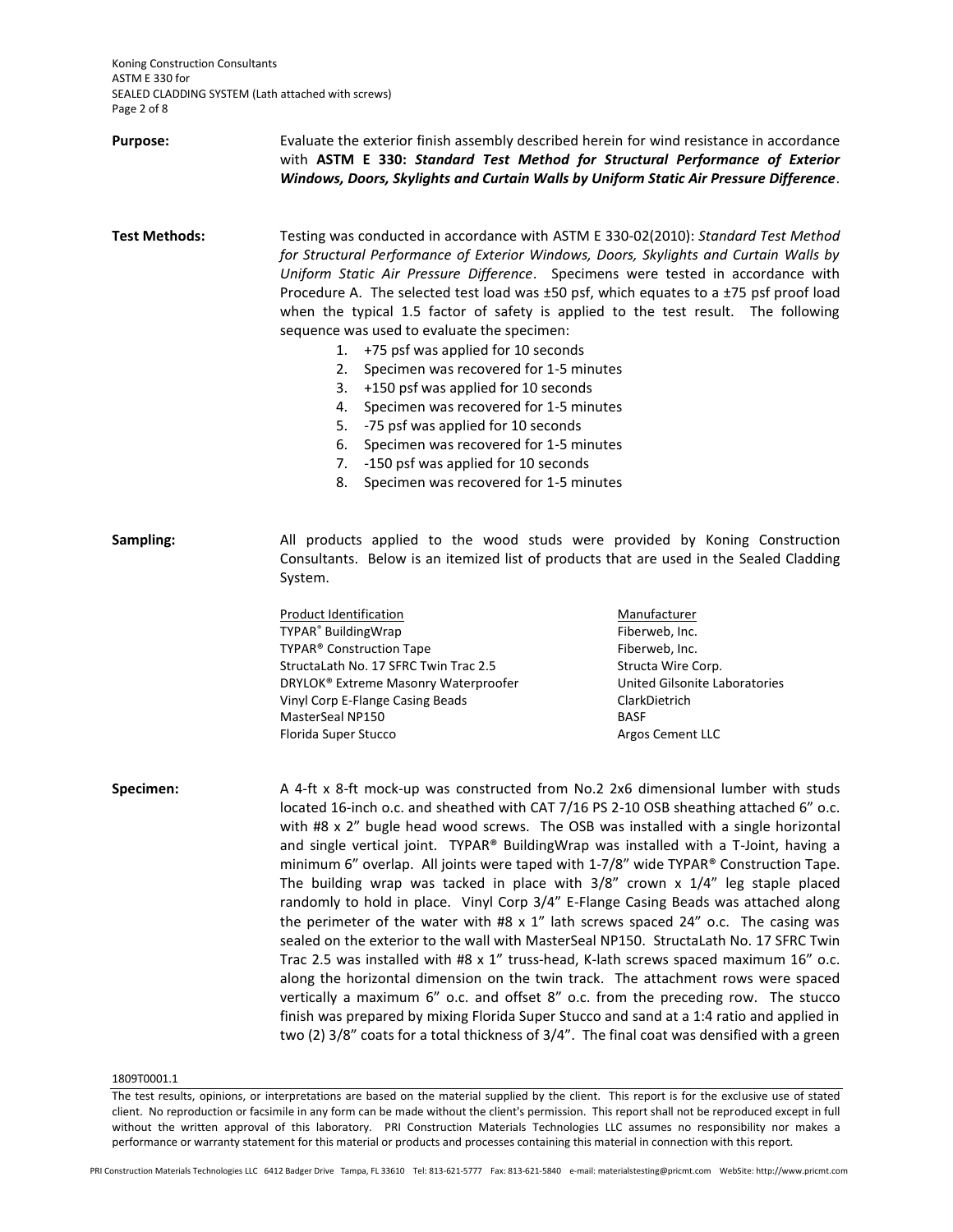**Purpose:** Evaluate the exterior finish assembly described herein for wind resistance in accordance with **ASTM E 330:** ***Standard Test Method for Structural Performance of Exterior Windows, Doors, Skylights and Curtain Walls by Uniform Static Air Pressure Difference***.

**Test Methods:** Testing was conducted in accordance with ASTM E 330-02(2010): *Standard Test Method for Structural Performance of Exterior Windows, Doors, Skylights and Curtain Walls by Uniform Static Air Pressure Difference*. Specimens were tested in accordance with Procedure A. The selected test load was ±50 psf, which equates to a ±75 psf proof load when the typical 1.5 factor of safety is applied to the test result. The following sequence was used to evaluate the specimen:

1. +75 psf was applied for 10 seconds
2. Specimen was recovered for 1-5 minutes
3. +150 psf was applied for 10 seconds
4. Specimen was recovered for 1-5 minutes
5. -75 psf was applied for 10 seconds
6. Specimen was recovered for 1-5 minutes
7. -150 psf was applied for 10 seconds
8. Specimen was recovered for 1-5 minutes

**Sampling:** All products applied to the wood studs were provided by Koning Construction Consultants. Below is an itemized list of products that are used in the Sealed Cladding System.

| Product Identification | Manufacturer |
|---|---|
| TYPAR® BuildingWrap | Fiberweb, Inc. |
| TYPAR® Construction Tape | Fiberweb, Inc. |
| StructaLath No. 17 SFRC Twin Trac 2.5 | Structa Wire Corp. |
| DRYLOK® Extreme Masonry Waterproofer | United Gilsonite Laboratories |
| Vinyl Corp E-Flange Casing Beads | ClarkDietrich |
| MasterSeal NP150 | BASF |
| Florida Super Stucco | Argos Cement LLC |

**Specimen:** A 4-ft x 8-ft mock-up was constructed from No.2 2x6 dimensional lumber with studs located 16-inch o.c. and sheathed with CAT 7/16 PS 2-10 OSB sheathing attached 6" o.c. with #8 x 2" bugle head wood screws. The OSB was installed with a single horizontal and single vertical joint. TYPAR® BuildingWrap was installed with a T-Joint, having a minimum 6" overlap. All joints were taped with 1-7/8" wide TYPAR® Construction Tape. The building wrap was tacked in place with 3/8" crown x 1/4" leg staple placed randomly to hold in place. Vinyl Corp 3/4" E-Flange Casing Beads was attached along the perimeter of the water with #8 x 1" lath screws spaced 24" o.c. The casing was sealed on the exterior to the wall with MasterSeal NP150. StructaLath No. 17 SFRC Twin Trac 2.5 was installed with #8 x 1" truss-head, K-lath screws spaced maximum 16" o.c. along the horizontal dimension on the twin track. The attachment rows were spaced vertically a maximum 6" o.c. and offset 8" o.c. from the preceding row. The stucco finish was prepared by mixing Florida Super Stucco and sand at a 1:4 ratio and applied in two (2) 3/8" coats for a total thickness of 3/4". The final coat was densified with a green

1809T0001.1

The test results, opinions, or interpretations are based on the material supplied by the client. This report is for the exclusive use of stated client. No reproduction or facsimile in any form can be made without the client's permission. This report shall not be reproduced except in full without the written approval of this laboratory. PRI Construction Materials Technologies LLC assumes no responsibility nor makes a performance or warranty statement for this material or products and processes containing this material in connection with this report.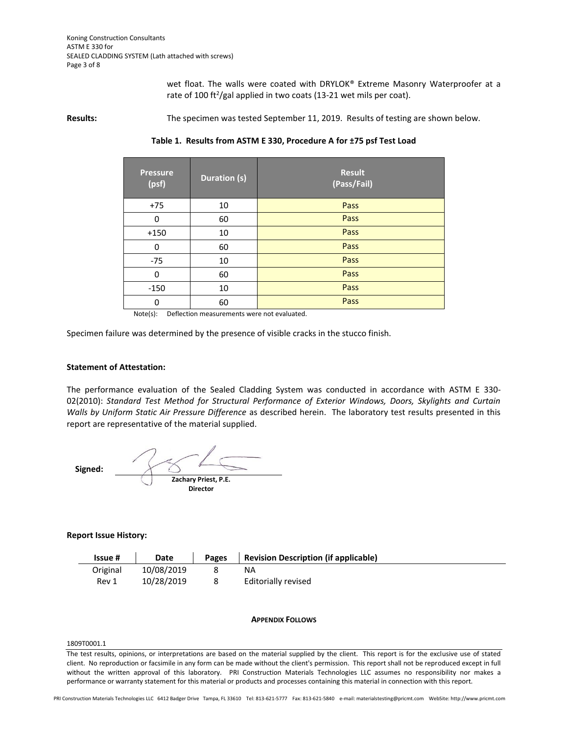wet float. The walls were coated with DRYLOK® Extreme Masonry Waterproofer at a rate of 100 $ft^2$/gal applied in two coats (13-21 wet mils per coat).

**Results:** The specimen was tested September 11, 2019. Results of testing are shown below.

**Table 1. Results from ASTM E 330, Procedure A for ±75 psf Test Load**

| Pressure (psf) | Duration (s) | Result (Pass/Fail) |
|---|---|---|
| +75 | 10 | Pass |
| 0 | 60 | Pass |
| +150 | 10 | Pass |
| 0 | 60 | Pass |
| -75 | 10 | Pass |
| 0 | 60 | Pass |
| -150 | 10 | Pass |
| 0 | 60 | Pass |

Note(s): Deflection measurements were not evaluated.

Specimen failure was determined by the presence of visible cracks in the stucco finish.

**Statement of Attestation:**

The performance evaluation of the Sealed Cladding System was conducted in accordance with ASTM E 330-02(2010): *Standard Test Method for Structural Performance of Exterior Windows, Doors, Skylights and Curtain Walls by Uniform Static Air Pressure Difference* as described herein. The laboratory test results presented in this report are representative of the material supplied.

**Signed:**

**Zachary Priest, P.E.**
**Director**

**Report Issue History:**

| Issue # | Date | Pages | Revision Description (if applicable) |
|---|---|---|---|
| Original | 10/08/2019 | 8 | NA |
| Rev 1 | 10/28/2019 | 8 | Editorially revised |

**APPENDIX FOLLOWS**

1809T0001.1

The test results, opinions, or interpretations are based on the material supplied by the client. This report is for the exclusive use of stated client. No reproduction or facsimile in any form can be made without the client's permission. This report shall not be reproduced except in full without the written approval of this laboratory. PRI Construction Materials Technologies LLC assumes no responsibility nor makes a performance or warranty statement for this material or products and processes containing this material in connection with this report.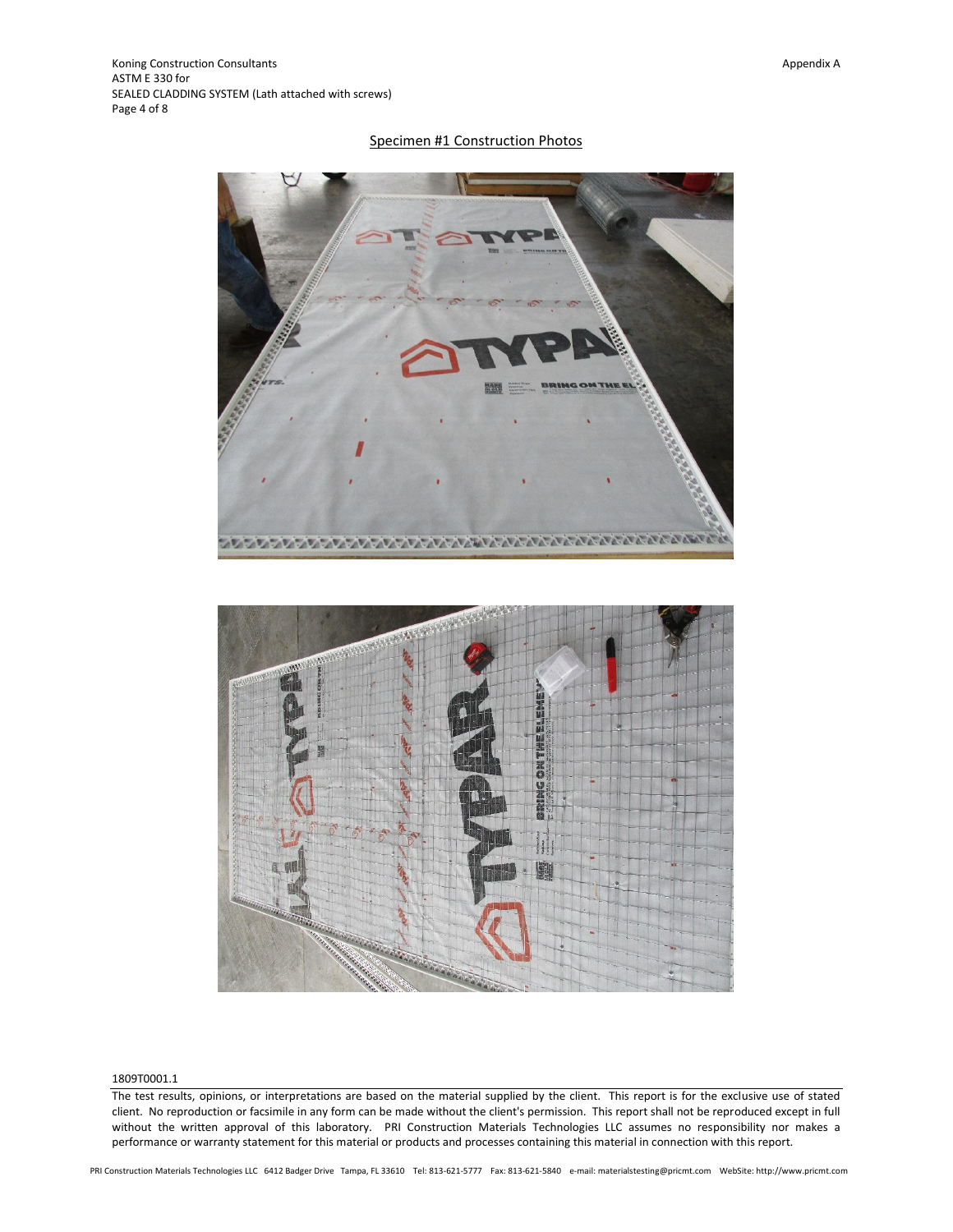## Specimen #1 Construction Photos

1809T0001.1

The test results, opinions, or interpretations are based on the material supplied by the client. This report is for the exclusive use of stated client. No reproduction or facsimile in any form can be made without the client's permission. This report shall not be reproduced except in full without the written approval of this laboratory. PRI Construction Materials Technologies LLC assumes no responsibility nor makes a performance or warranty statement for this material or products and processes containing this material in connection with this report.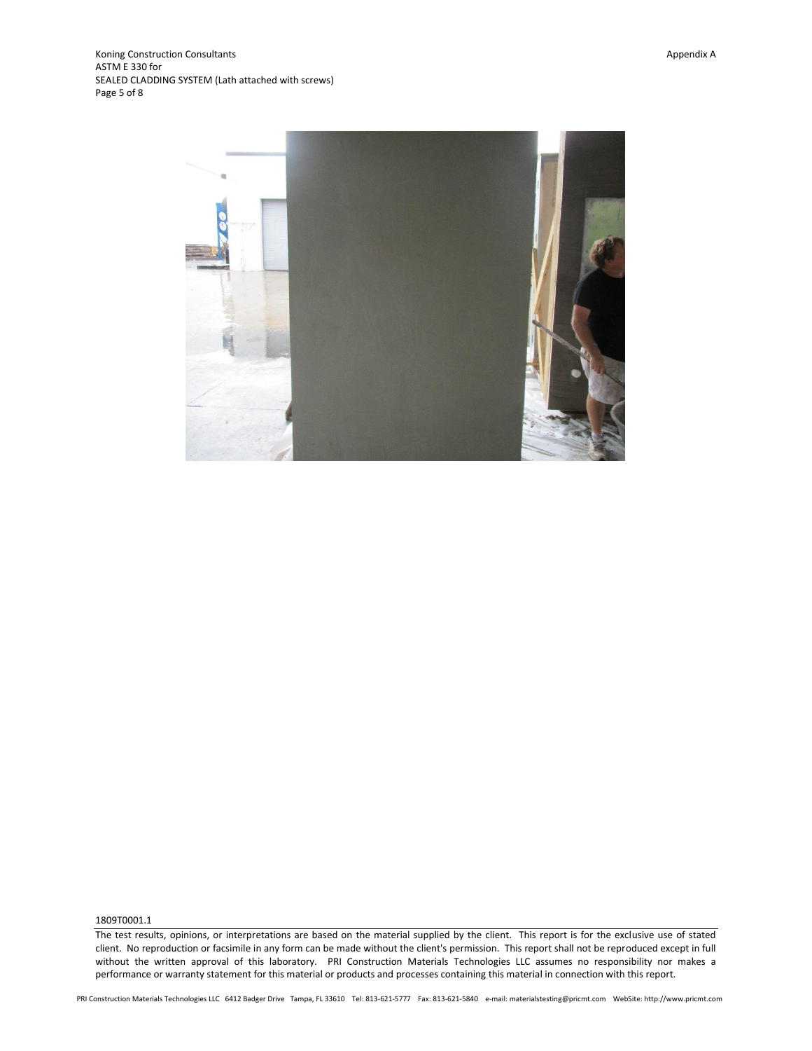Appendix A

1809T0001.1

The test results, opinions, or interpretations are based on the material supplied by the client. This report is for the exclusive use of stated client. No reproduction or facsimile in any form can be made without the client's permission. This report shall not be reproduced except in full without the written approval of this laboratory. PRI Construction Materials Technologies LLC assumes no responsibility nor makes a performance or warranty statement for this material or products and processes containing this material in connection with this report.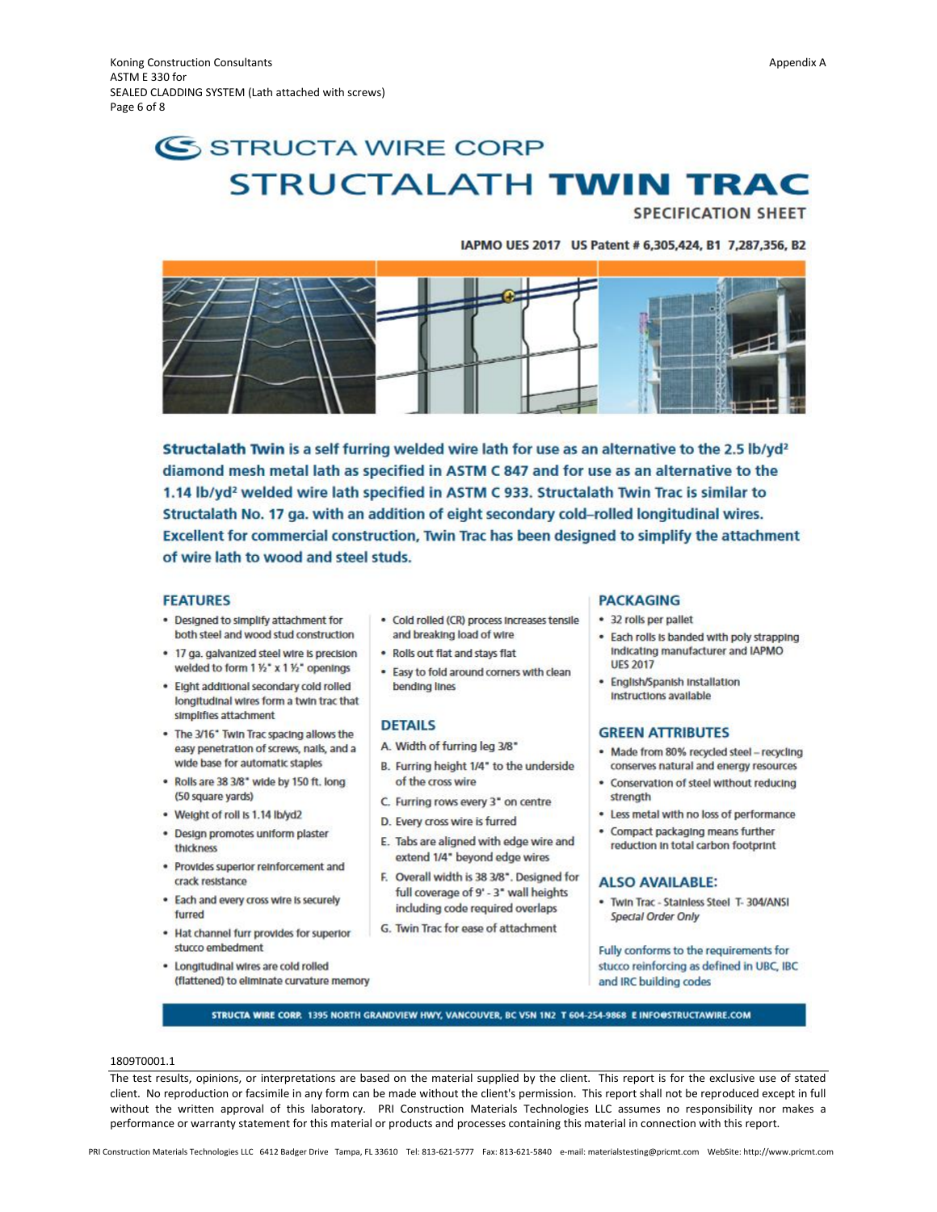Appendix A

# STRUCTA WIRE CORP

# STRUCTALATH **TWIN TRAC**

**SPECIFICATION SHEET**

**IAPMO UES 2017 US Patent # 6,305,424, B1 7,287,356, B2**

**Structalath Twin is a self furring welded wire lath for use as an alternative to the 2.5 lb/yd² diamond mesh metal lath as specified in ASTM C 847 and for use as an alternative to the 1.14 lb/yd² welded wire lath specified in ASTM C 933. Structalath Twin Trac is similar to Structalath No. 17 ga. with an addition of eight secondary cold–rolled longitudinal wires. Excellent for commercial construction, Twin Trac has been designed to simplify the attachment of wire lath to wood and steel studs.**

## FEATURES

- Designed to simplify attachment for both steel and wood stud construction
- 17 ga. galvanized steel wire is precision welded to form 1 ½" x 1 ½" openings
- Eight additional secondary cold rolled longitudinal wires form a twin trac that simplifies attachment
- The 3/16" Twin Trac spacing allows the easy penetration of screws, nails, and a wide base for automatic staples
- Rolls are 38 3/8" wide by 150 ft. long (50 square yards)
- Weight of roll is 1.14 lb/yd2
- Design promotes uniform plaster thickness
- Provides superior reinforcement and crack resistance
- Each and every cross wire is securely furred
- Hat channel furr provides for superior stucco embedment
- Longitudinal wires are cold rolled (flattened) to eliminate curvature memory
- Cold rolled (CR) process increases tensile and breaking load of wire
- Rolls out flat and stays flat
- Easy to fold around corners with clean bending lines

## DETAILS

A. Width of furring leg 3/8"

B. Furring height 1/4" to the underside of the cross wire

C. Furring rows every 3" on centre

D. Every cross wire is furred

E. Tabs are aligned with edge wire and extend 1/4" beyond edge wires

F. Overall width is 38 3/8". Designed for full coverage of 9' - 3" wall heights including code required overlaps

G. Twin Trac for ease of attachment

## PACKAGING

- 32 rolls per pallet
- Each rolls is banded with poly strapping indicating manufacturer and IAPMO UES 2017
- English/Spanish installation instructions available

## GREEN ATTRIBUTES

- Made from 80% recycled steel – recycling conserves natural and energy resources
- Conservation of steel without reducing strength
- Less metal with no loss of performance
- Compact packaging means further reduction in total carbon footprint

## ALSO AVAILABLE:

- Twin Trac - Stainless Steel T- 304/ANSI *Special Order Only*

Fully conforms to the requirements for stucco reinforcing as defined in UBC, IBC and IRC building codes

**STRUCTA WIRE CORP. 1395 NORTH GRANDVIEW HWY, VANCOUVER, BC V5N 1N2 T 604-254-9868 E INFO@STRUCTAWIRE.COM**

1809T0001.1

The test results, opinions, or interpretations are based on the material supplied by the client. This report is for the exclusive use of stated client. No reproduction or facsimile in any form can be made without the client's permission. This report shall not be reproduced except in full without the written approval of this laboratory. PRI Construction Materials Technologies LLC assumes no responsibility nor makes a performance or warranty statement for this material or products and processes containing this material in connection with this report.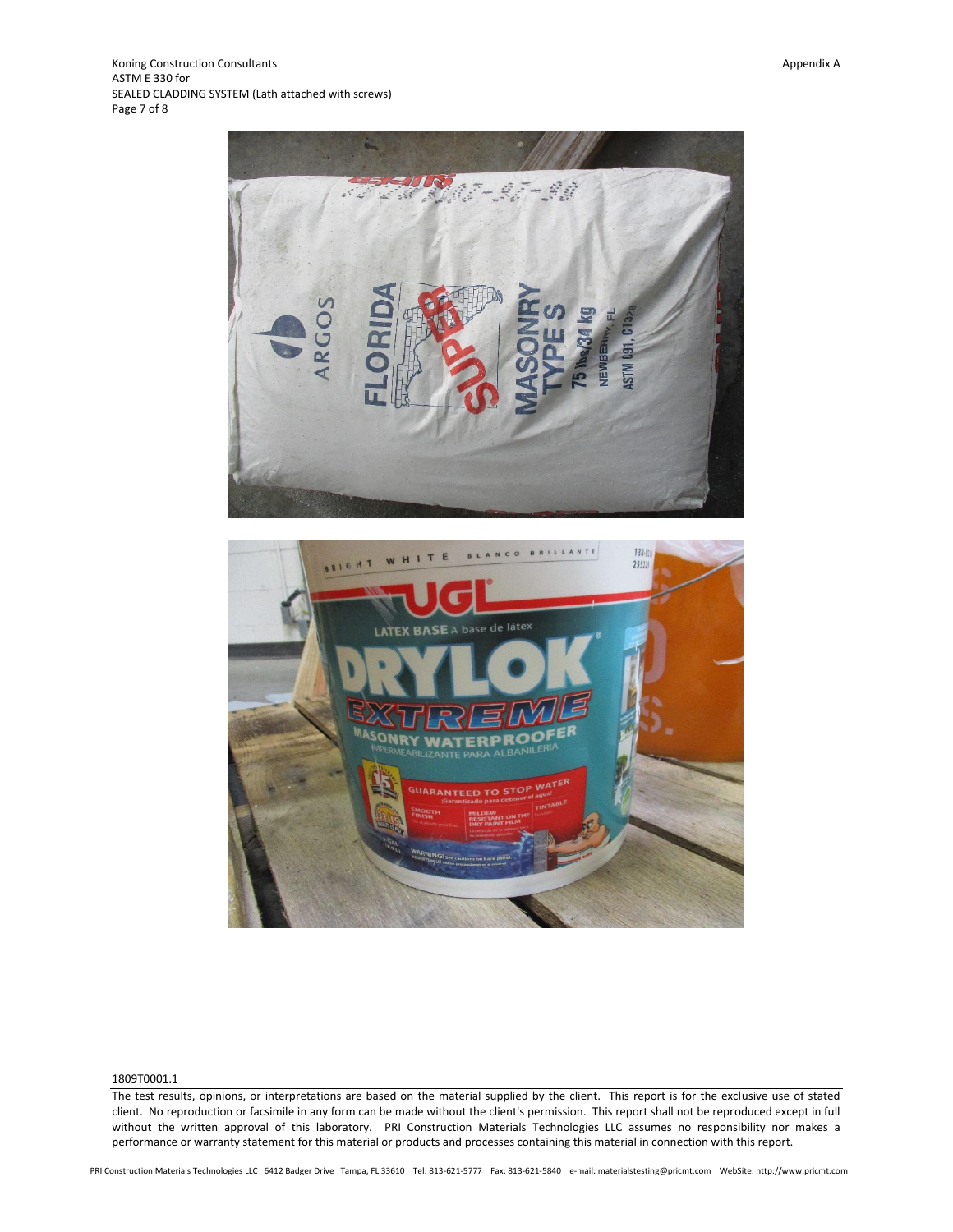1809T0001.1

The test results, opinions, or interpretations are based on the material supplied by the client. This report is for the exclusive use of stated client. No reproduction or facsimile in any form can be made without the client's permission. This report shall not be reproduced except in full without the written approval of this laboratory. PRI Construction Materials Technologies LLC assumes no responsibility nor makes a performance or warranty statement for this material or products and processes containing this material in connection with this report.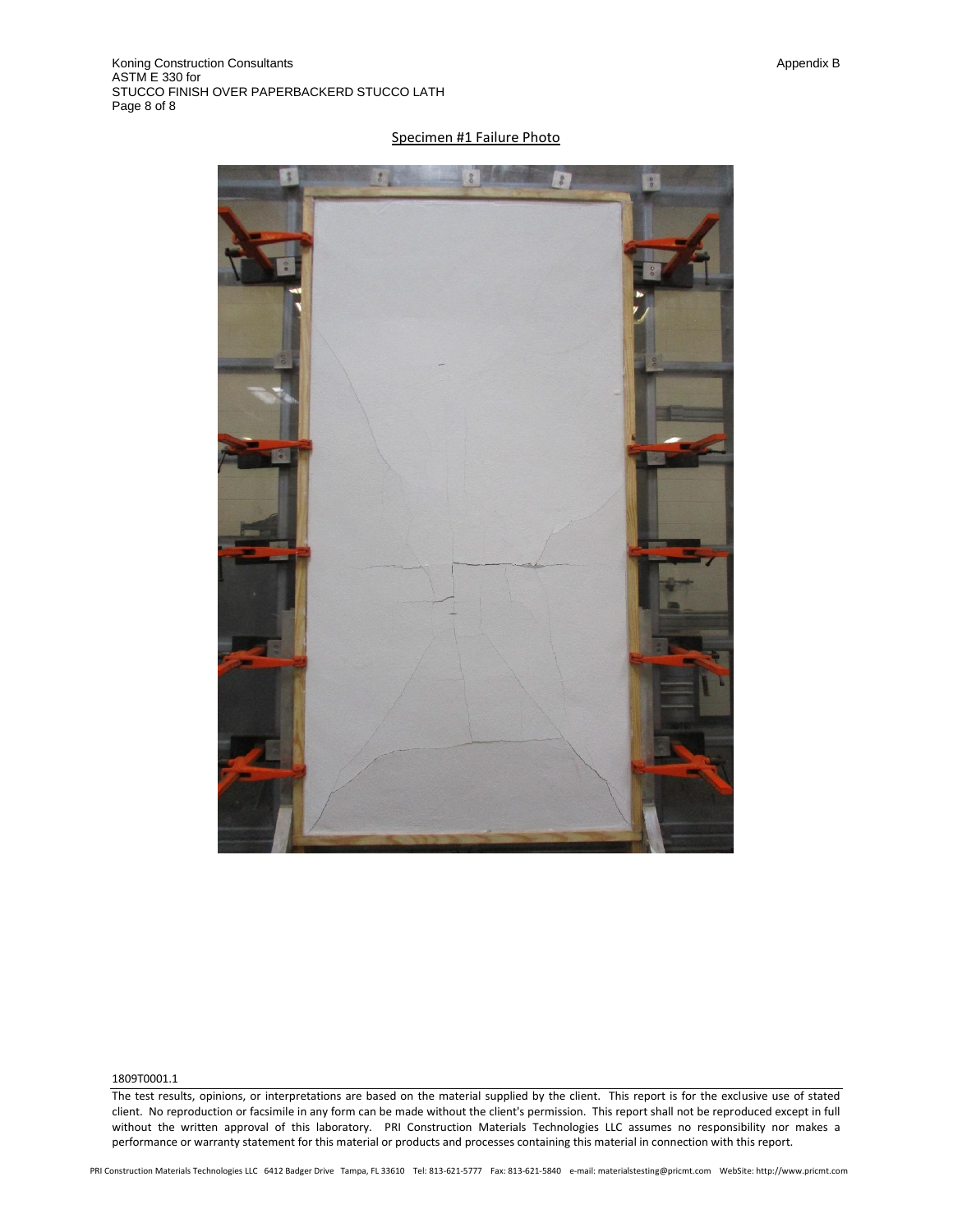## Specimen #1 Failure Photo

1809T0001.1

The test results, opinions, or interpretations are based on the material supplied by the client. This report is for the exclusive use of stated client. No reproduction or facsimile in any form can be made without the client's permission. This report shall not be reproduced except in full without the written approval of this laboratory. PRI Construction Materials Technologies LLC assumes no responsibility nor makes a performance or warranty statement for this material or products and processes containing this material in connection with this report.